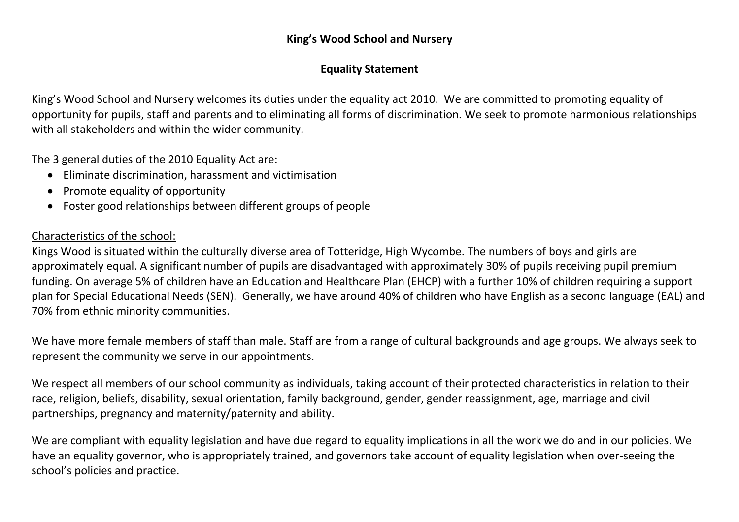## King's Wood School and Nursery

## Equality Statement

King's Wood School and Nursery welcomes its duties under the equality act 2010. We are committed to promoting equality of opportunity for pupils, staff and parents and to eliminating all forms of discrimination. We seek to promote harmonious relationships with all stakeholders and within the wider community.

The 3 general duties of the 2010 Equality Act are:

- Eliminate discrimination, harassment and victimisation
- Promote equality of opportunity
- Foster good relationships between different groups of people

<u>Characteristics of the school:</u>

Kings Wood is situated within the culturally diverse area of Totteridge, High Wycombe. The numbers of boys and girls are approximately equal. A significant number of pupils are disadvantaged with approximately 30% of pupils receiving pupil premium funding. On average 5% of children have an Education and Healthcare Plan (EHCP) with a further 10% of children requiring a support plan for Special Educational Needs (SEN). Generally, we have around 40% of children who have English as a second language (EAL) and 70% from ethnic minority communities.

We have more female members of staff than male. Staff are from a range of cultural backgrounds and age groups. We always seek to represent the community we serve in our appointments.

We respect all members of our school community as individuals, taking account of their protected characteristics in relation to their race, religion, beliefs, disability, sexual orientation, family background, gender, gender reassignment, age, marriage and civil partnerships, pregnancy and maternity/paternity and ability.

We are compliant with equality legislation and have due regard to equality implications in all the work we do and in our policies. We have an equality governor, who is appropriately trained, and governors take account of equality legislation when over-seeing the school's policies and practice.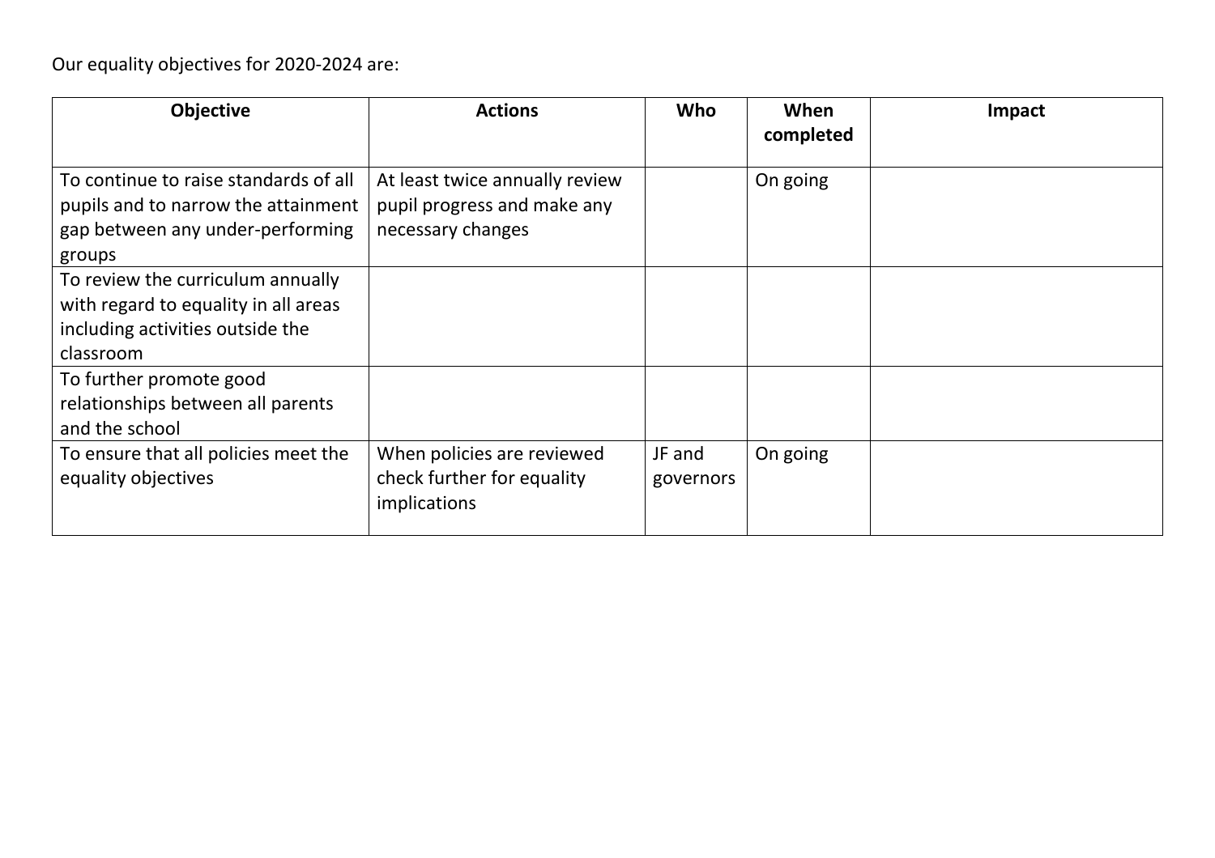Our equality objectives for 2020-2024 are:

| Objective | Actions | Who | When completed | Impact |
|---|---|---|---|---|
| To continue to raise standards of all pupils and to narrow the attainment gap between any under-performing groups | At least twice annually review pupil progress and make any necessary changes | | On going | |
| To review the curriculum annually with regard to equality in all areas including activities outside the classroom | | | | |
| To further promote good relationships between all parents and the school | | | | |
| To ensure that all policies meet the equality objectives | When policies are reviewed check further for equality implications | JF and governors | On going | |